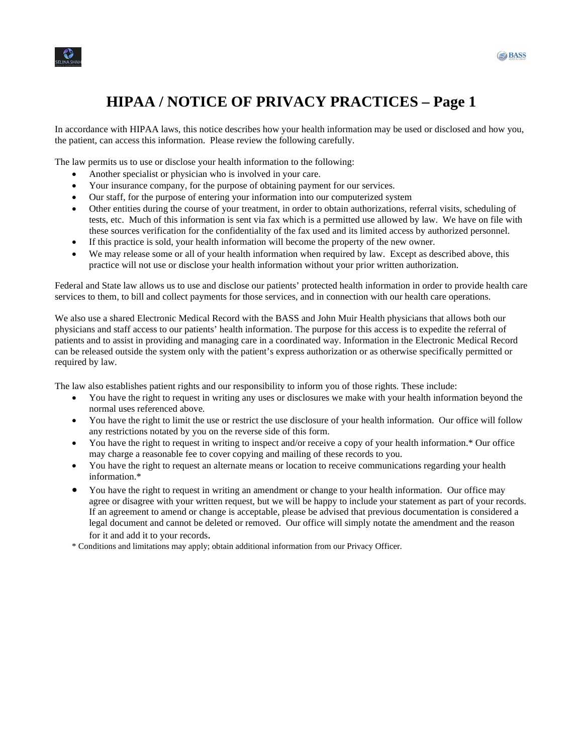# HIPAA / NOTICE OF PRIVACY PRACTICES – Page 1

In accordance with HIPAA laws, this notice describes how your health information may be used or disclosed and how you, the patient, can access this information. Please review the following carefully.

The law permits us to use or disclose your health information to the following:

- Another specialist or physician who is involved in your care.
- Your insurance company, for the purpose of obtaining payment for our services.
- Our staff, for the purpose of entering your information into our computerized system
- Other entities during the course of your treatment, in order to obtain authorizations, referral visits, scheduling of tests, etc. Much of this information is sent via fax which is a permitted use allowed by law. We have on file with these sources verification for the confidentiality of the fax used and its limited access by authorized personnel.
- If this practice is sold, your health information will become the property of the new owner.
- We may release some or all of your health information when required by law. Except as described above, this practice will not use or disclose your health information without your prior written authorization.

Federal and State law allows us to use and disclose our patients' protected health information in order to provide health care services to them, to bill and collect payments for those services, and in connection with our health care operations.

We also use a shared Electronic Medical Record with the BASS and John Muir Health physicians that allows both our physicians and staff access to our patients' health information. The purpose for this access is to expedite the referral of patients and to assist in providing and managing care in a coordinated way. Information in the Electronic Medical Record can be released outside the system only with the patient's express authorization or as otherwise specifically permitted or required by law.

The law also establishes patient rights and our responsibility to inform you of those rights. These include:

- You have the right to request in writing any uses or disclosures we make with your health information beyond the normal uses referenced above.
- You have the right to limit the use or restrict the use disclosure of your health information. Our office will follow any restrictions notated by you on the reverse side of this form.
- You have the right to request in writing to inspect and/or receive a copy of your health information.* Our office may charge a reasonable fee to cover copying and mailing of these records to you.
- You have the right to request an alternate means or location to receive communications regarding your health information.*
- You have the right to request in writing an amendment or change to your health information. Our office may agree or disagree with your written request, but we will be happy to include your statement as part of your records. If an agreement to amend or change is acceptable, please be advised that previous documentation is considered a legal document and cannot be deleted or removed. Our office will simply notate the amendment and the reason for it and add it to your records.

* Conditions and limitations may apply; obtain additional information from our Privacy Officer.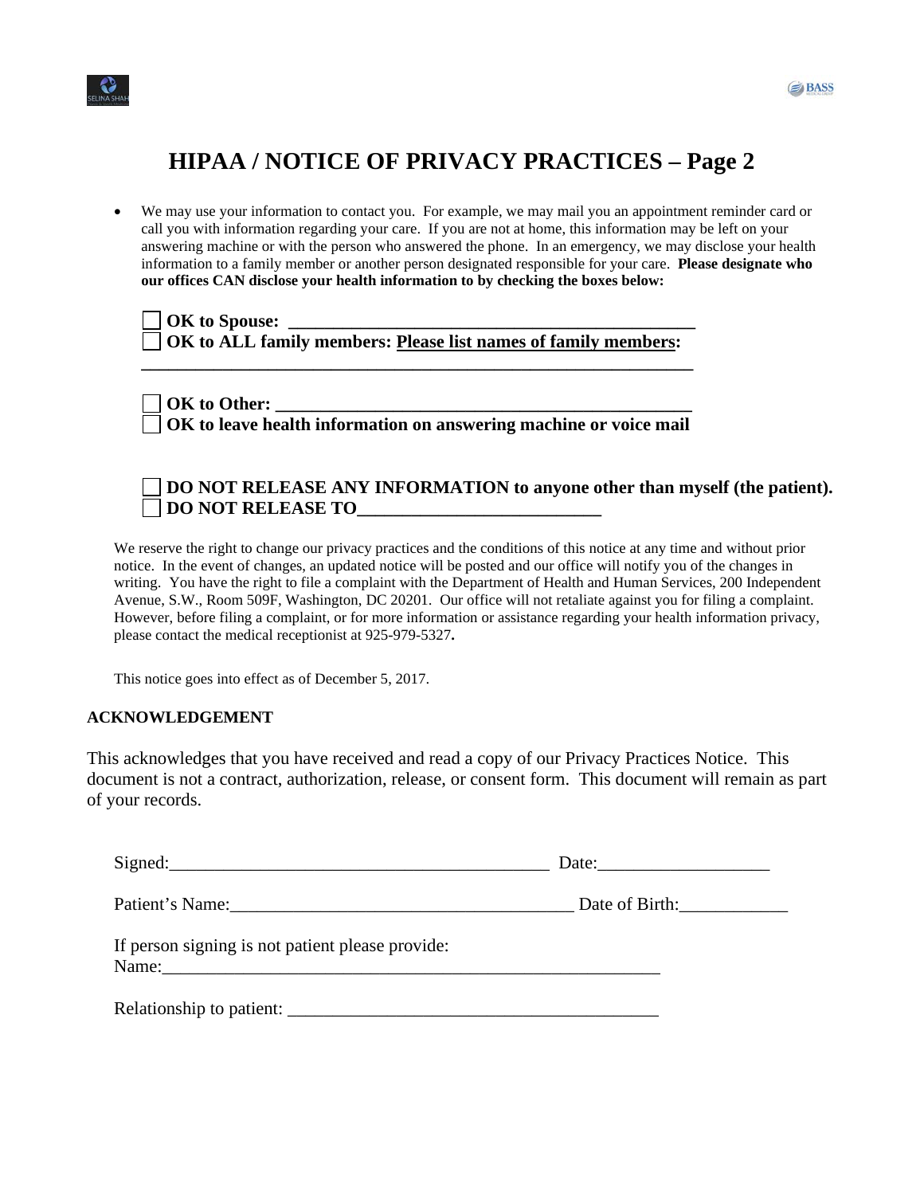# HIPAA / NOTICE OF PRIVACY PRACTICES – Page 2

- We may use your information to contact you. For example, we may mail you an appointment reminder card or call you with information regarding your care. If you are not at home, this information may be left on your answering machine or with the person who answered the phone. In an emergency, we may disclose your health information to a family member or another person designated responsible for your care. **Please designate who our offices CAN disclose your health information to by checking the boxes below:**

☐ **OK to Spouse: ___________________________________________**
☐ **OK to ALL family members: Please list names of family members:**
**____________________________________________________________**

☐ **OK to Other: ___________________________________________**
☐ **OK to leave health information on answering machine or voice mail**

☐ **DO NOT RELEASE ANY INFORMATION to anyone other than myself (the patient).**
☐ **DO NOT RELEASE TO___________________________**

We reserve the right to change our privacy practices and the conditions of this notice at any time and without prior notice. In the event of changes, an updated notice will be posted and our office will notify you of the changes in writing. You have the right to file a complaint with the Department of Health and Human Services, 200 Independent Avenue, S.W., Room 509F, Washington, DC 20201. Our office will not retaliate against you for filing a complaint. However, before filing a complaint, or for more information or assistance regarding your health information privacy, please contact the medical receptionist at 925-979-5327**.**

This notice goes into effect as of December 5, 2017.

**ACKNOWLEDGEMENT**

This acknowledges that you have received and read a copy of our Privacy Practices Notice. This document is not a contract, authorization, release, or consent form. This document will remain as part of your records.

Signed:__________________________________________ Date:___________________

Patient's Name:_____________________________________ Date of Birth:____________

If person signing is not patient please provide:
Name:_________________________________________________________

Relationship to patient: __________________________________________